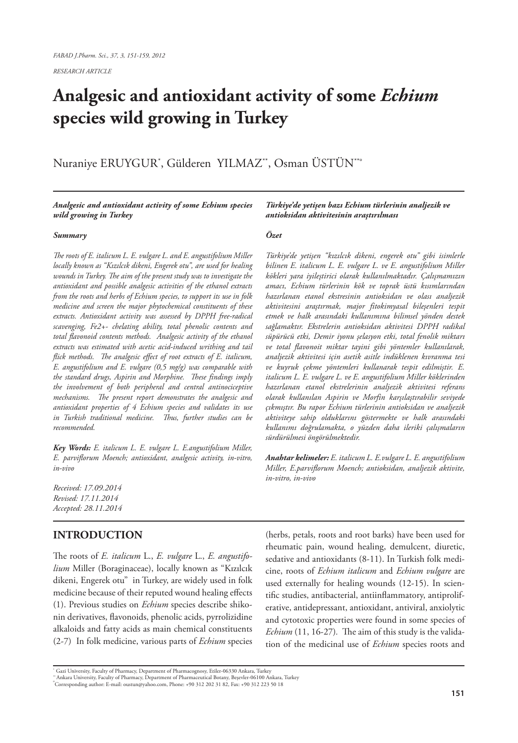*RESEARCH ARTICLE*

# Analgesic and antioxidant activity of some *Echium* species wild growing in Turkey

Nuraniye ERUYGUR[*], Gülderen YILMAZ[**], Osman ÜSTÜN[**°]

***Analgesic and antioxidant activity of some Echium species wild growing in Turkey***

***Summary***

*The roots of E. italicum L. E. vulgare L. and E. angustifolium Miller locally known as "Kızılcık dikeni, Engerek otu", are used for healing wounds in Turkey. The aim of the present study was to investigate the antioxidant and possible analgesic activities of the ethanol extracts from the roots and herbs of Echium species, to support its use in folk medicine and screen the major phytochemical constituents of these extracts. Antioxidant activity was assessed by DPPH free-radical scavenging, Fe2+- chelating ability, total phenolic contents and total flavonoid contents methods. Analgesic activity of the ethanol extracts was estimated with acetic acid-induced writhing and tail flick methods. The analgesic effect of root extracts of E. italicum, E. angustifolium and E. vulgare (0,5 mg/g) was comparable with the standard drugs, Aspirin and Morphine. These findings imply the involvement of both peripheral and central antinociceptive mechanisms. The present report demonstrates the analgesic and antioxidant properties of 4 Echium species and validates its use in Turkish traditional medicine. Thus, further studies can be recommended.*

***Key Words:*** *E. italicum L. E. vulgare L. E.angustifolium Miller, E. parviflorum Moench; antioxidant, analgesic activity, in-vitro, in-vivo*

*Received: 17.09.2014*
*Revised: 17.11.2014*
*Accepted: 28.11.2014*

***Türkiye'de yetişen bazı Echium türlerinin analjezik ve antioksidan aktivitesinin araştırılması***

***Özet***

*Türkiye'de yetişen "kızılcık dikeni, engerek otu" gibi isimlerle bilinen E. italicum L. E. vulgare L. ve E. angustifolium Miller kökleri yara iyileştirici olarak kullanılmaktadır. Çalışmamızın amacı, Echium türlerinin kök ve toprak üstü kısımlarından hazırlanan etanol ekstresinin antioksidan ve olası analjezik aktivitesini araştırmak, major fitokimyasal bileşenleri tespit etmek ve halk arasındaki kullanımına bilimsel yönden destek sağlamaktır. Ekstrelerin antioksidan aktivitesi DPPH radikal süpürücü etki, Demir iyonu şelasyon etki, total fenolik miktarı ve total flavonoit miktar tayini gibi yöntemler kullanılarak, analjezik aktivitesi için asetik asitle indüklenen kıvranma tesi ve kuyruk çekme yöntemleri kullanarak tespit edilmiştir. E. italicum L. E. vulgare L. ve E. angustifolium Miller köklerinden hazırlanan etanol ekstrelerinin analjezik aktivitesi referans olarak kullanılan Aspirin ve Morfin karşılaştırabilir seviyede çıkmıştır. Bu rapor Echium türlerinin antioksidan ve analjezik aktiviteye sahip olduklarını göstermekte ve halk arasındaki kullanımı doğrulamakta, o yüzden daha ileriki çalışmaların sürdürülmesi öngörülmektedir.*

***Anahtar kelimeler:*** *E. italicum L. E.vulgare L. E. angustifolium Miller, E.parviflorum Moench; antioksidan, analjezik aktivite, in-vitro, in-vivo*

## INTRODUCTION

The roots of *E. italicum* L., *E. vulgare* L., *E. angustifolium* Miller (Boraginaceae), locally known as "Kızılcık dikeni, Engerek otu" in Turkey, are widely used in folk medicine because of their reputed wound healing effects (1). Previous studies on *Echium* species describe shikonin derivatives, flavonoids, phenolic acids, pyrrolizidine alkaloids and fatty acids as main chemical constituents (2-7) In folk medicine, various parts of *Echium* species (herbs, petals, roots and root barks) have been used for rheumatic pain, wound healing, demulcent, diuretic, sedative and antioxidants (8-11). In Turkish folk medicine, roots of *Echium italicum* and *Echium vulgare* are used externally for healing wounds (12-15). In scientific studies, antibacterial, antiinflammatory, antiproliferative, antidepressant, antioxidant, antiviral, anxiolytic and cytotoxic properties were found in some species of *Echium* (11, 16-27). The aim of this study is the validation of the medicinal use of *Echium* species roots and

[*] Gazi University, Faculty of Pharmacy, Department of Pharmacognosy, Etiler-06330 Ankara, Turkey
[**] Ankara University, Faculty of Pharmacy, Department of Pharmaceutical Botany, Beşevler-06100 Ankara, Turkey
[°] Corresponding author: E-mail: oustun@yahoo.com, Phone: +90 312 202 31 82, Fax: +90 312 223 50 18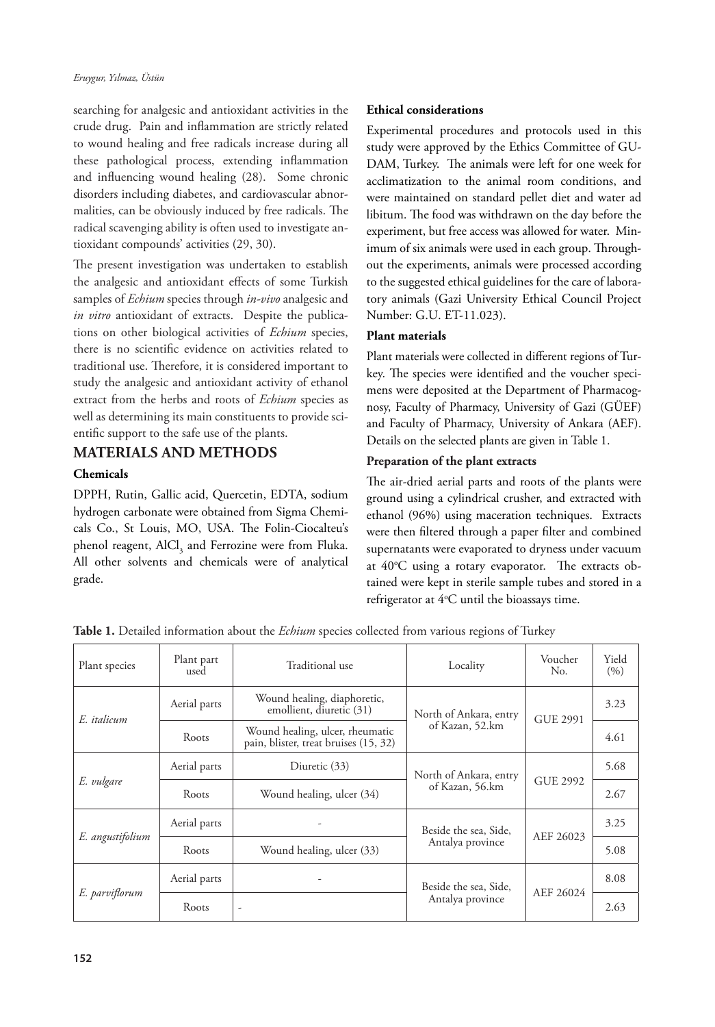searching for analgesic and antioxidant activities in the crude drug. Pain and inflammation are strictly related to wound healing and free radicals increase during all these pathological process, extending inflammation and influencing wound healing (28). Some chronic disorders including diabetes, and cardiovascular abnormalities, can be obviously induced by free radicals. The radical scavenging ability is often used to investigate antioxidant compounds' activities (29, 30).

The present investigation was undertaken to establish the analgesic and antioxidant effects of some Turkish samples of *Echium* species through *in-vivo* analgesic and *in vitro* antioxidant of extracts. Despite the publications on other biological activities of *Echium* species, there is no scientific evidence on activities related to traditional use. Therefore, it is considered important to study the analgesic and antioxidant activity of ethanol extract from the herbs and roots of *Echium* species as well as determining its main constituents to provide scientific support to the safe use of the plants.

## MATERIALS AND METHODS

### Chemicals

DPPH, Rutin, Gallic acid, Quercetin, EDTA, sodium hydrogen carbonate were obtained from Sigma Chemicals Co., St Louis, MO, USA. The Folin-Ciocalteu's phenol reagent, $AlCl_3$ and Ferrozine were from Fluka. All other solvents and chemicals were of analytical grade.

### Ethical considerations

Experimental procedures and protocols used in this study were approved by the Ethics Committee of GUDAM, Turkey. The animals were left for one week for acclimatization to the animal room conditions, and were maintained on standard pellet diet and water ad libitum. The food was withdrawn on the day before the experiment, but free access was allowed for water. Minimum of six animals were used in each group. Throughout the experiments, animals were processed according to the suggested ethical guidelines for the care of laboratory animals (Gazi University Ethical Council Project Number: G.U. ET-11.023).

### Plant materials

Plant materials were collected in different regions of Turkey. The species were identified and the voucher specimens were deposited at the Department of Pharmacognosy, Faculty of Pharmacy, University of Gazi (GÜEF) and Faculty of Pharmacy, University of Ankara (AEF). Details on the selected plants are given in Table 1.

### Preparation of the plant extracts

The air-dried aerial parts and roots of the plants were ground using a cylindrical crusher, and extracted with ethanol (96%) using maceration techniques. Extracts were then filtered through a paper filter and combined supernatants were evaporated to dryness under vacuum at 40°C using a rotary evaporator. The extracts obtained were kept in sterile sample tubes and stored in a refrigerator at 4°C until the bioassays time.

**Table 1.** Detailed information about the *Echium* species collected from various regions of Turkey

| Plant species | Plant part used | Traditional use | Locality | Voucher No. | Yield (%) |
|---|---|---|---|---|---|
| *E. italicum* | Aerial parts | Wound healing, diaphoretic, emollient, diuretic (31) | North of Ankara, entry of Kazan, 52.km | GUE 2991 | 3.23 |
| | Roots | Wound healing, ulcer, rheumatic pain, blister, treat bruises (15, 32) | | | 4.61 |
| *E. vulgare* | Aerial parts | Diuretic (33) | North of Ankara, entry of Kazan, 56.km | GUE 2992 | 5.68 |
| | Roots | Wound healing, ulcer (34) | | | 2.67 |
| *E. angustifolium* | Aerial parts | - | Beside the sea, Side, Antalya province | AEF 26023 | 3.25 |
| | Roots | Wound healing, ulcer (33) | | | 5.08 |
| *E. parviflorum* | Aerial parts | - | Beside the sea, Side, Antalya province | AEF 26024 | 8.08 |
| | Roots | - | | | 2.63 |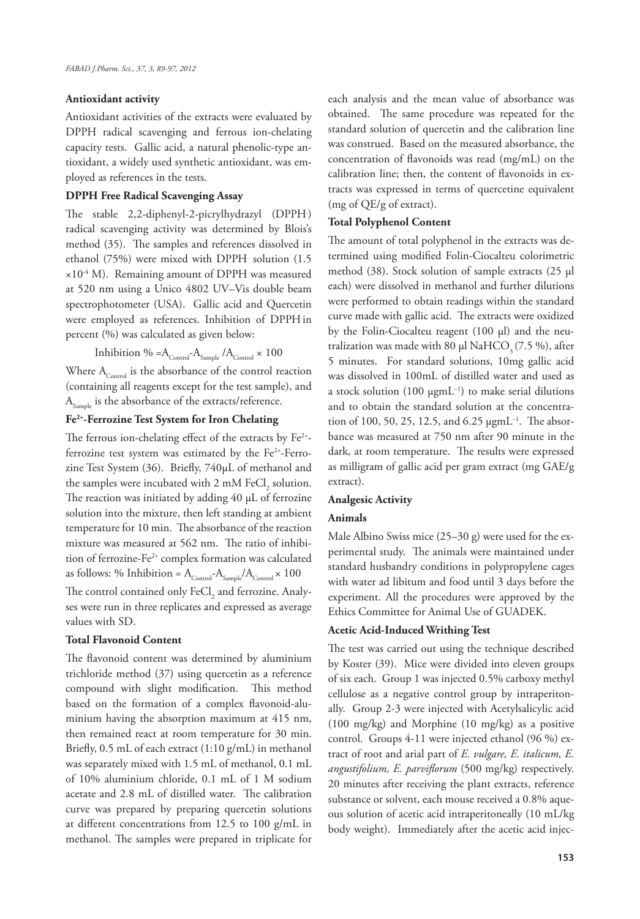**Antioxidant activity**

Antioxidant activities of the extracts were evaluated by DPPH radical scavenging and ferrous ion-chelating capacity tests. Gallic acid, a natural phenolic-type antioxidant, a widely used synthetic antioxidant, was employed as references in the tests.

**DPPH Free Radical Scavenging Assay**

The stable 2,2-diphenyl-2-picrylhydrazyl ($DPPH^{.}$) radical scavenging activity was determined by Blois's method (35). The samples and references dissolved in ethanol (75%) were mixed with $DPPH^{.}$ solution ($1.5 \times 10^{-4}$ M). Remaining amount of DPPH was measured at 520 nm using a Unico 4802 UV–Vis double beam spectrophotometer (USA). Gallic acid and Quercetin were employed as references. Inhibition of $DPPH^{.}$ in percent (%) was calculated as given below:

$$\text{Inhibition } \% = A_{Control} - A_{Sample} / A_{Control} \times 100$$

Where $A_{Control}$ is the absorbance of the control reaction (containing all reagents except for the test sample), and $A_{Sample}$ is the absorbance of the extracts/reference.

**$Fe^{2+}$-Ferrozine Test System for Iron Chelating**

The ferrous ion-chelating effect of the extracts by $Fe^{2+}$-ferrozine test system was estimated by the $Fe^{2+}$-Ferrozine Test System (36). Briefly, 740µL of methanol and the samples were incubated with 2 mM $FeCl_2$ solution. The reaction was initiated by adding 40 µL of ferrozine solution into the mixture, then left standing at ambient temperature for 10 min. The absorbance of the reaction mixture was measured at 562 nm. The ratio of inhibition of ferrozine-$Fe^{2+}$ complex formation was calculated as follows: % Inhibition = $A_{Control} - A_{Sample} / A_{Control} \times 100$

The control contained only $FeCl_2$ and ferrozine. Analyses were run in three replicates and expressed as average values with SD.

**Total Flavonoid Content**

The flavonoid content was determined by aluminium trichloride method (37) using quercetin as a reference compound with slight modification. This method based on the formation of a complex flavonoid-aluminium having the absorption maximum at 415 nm, then remained react at room temperature for 30 min. Briefly, 0.5 mL of each extract (1:10 g/mL) in methanol was separately mixed with 1.5 mL of methanol, 0.1 mL of 10% aluminium chloride, 0.1 mL of 1 M sodium acetate and 2.8 mL of distilled water. The calibration curve was prepared by preparing quercetin solutions at different concentrations from 12.5 to 100 g/mL in methanol. The samples were prepared in triplicate for each analysis and the mean value of absorbance was obtained. The same procedure was repeated for the standard solution of quercetin and the calibration line was construed. Based on the measured absorbance, the concentration of flavonoids was read (mg/mL) on the calibration line; then, the content of flavonoids in extracts was expressed in terms of quercetine equivalent (mg of QE/g of extract).

**Total Polyphenol Content**

The amount of total polyphenol in the extracts was determined using modified Folin-Ciocalteu colorimetric method (38). Stock solution of sample extracts (25 µl each) were dissolved in methanol and further dilutions were performed to obtain readings within the standard curve made with gallic acid. The extracts were oxidized by the Folin-Ciocalteu reagent (100 µl) and the neutralization was made with 80 µl $NaHCO_3$ (7.5 %), after 5 minutes. For standard solutions, 10mg gallic acid was dissolved in 100mL of distilled water and used as a stock solution (100 $\mu g mL^{-1}$) to make serial dilutions and to obtain the standard solution at the concentration of 100, 50, 25, 12.5, and 6.25 $\mu g mL^{-1}$. The absorbance was measured at 750 nm after 90 minute in the dark, at room temperature. The results were expressed as milligram of gallic acid per gram extract (mg GAE/g extract).

**Analgesic Activity**

**Animals**

Male Albino Swiss mice (25–30 g) were used for the experimental study. The animals were maintained under standard husbandry conditions in polypropylene cages with water ad libitum and food until 3 days before the experiment. All the procedures were approved by the Ethics Committee for Animal Use of GUADEK.

**Acetic Acid-Induced Writhing Test**

The test was carried out using the technique described by Koster (39). Mice were divided into eleven groups of six each. Group 1 was injected 0.5% carboxy methyl cellulose as a negative control group by intraperitonally. Group 2-3 were injected with Acetylsalicylic acid (100 mg/kg) and Morphine (10 mg/kg) as a positive control. Groups 4-11 were injected ethanol (96 %) extract of root and arial part of *E. vulgare, E. italicum, E. angustifolium, E. parviflorum* (500 mg/kg) respectively. 20 minutes after receiving the plant extracts, reference substance or solvent, each mouse received a 0.8% aqueous solution of acetic acid intraperitoneally (10 mL/kg body weight). Immediately after the acetic acid injec-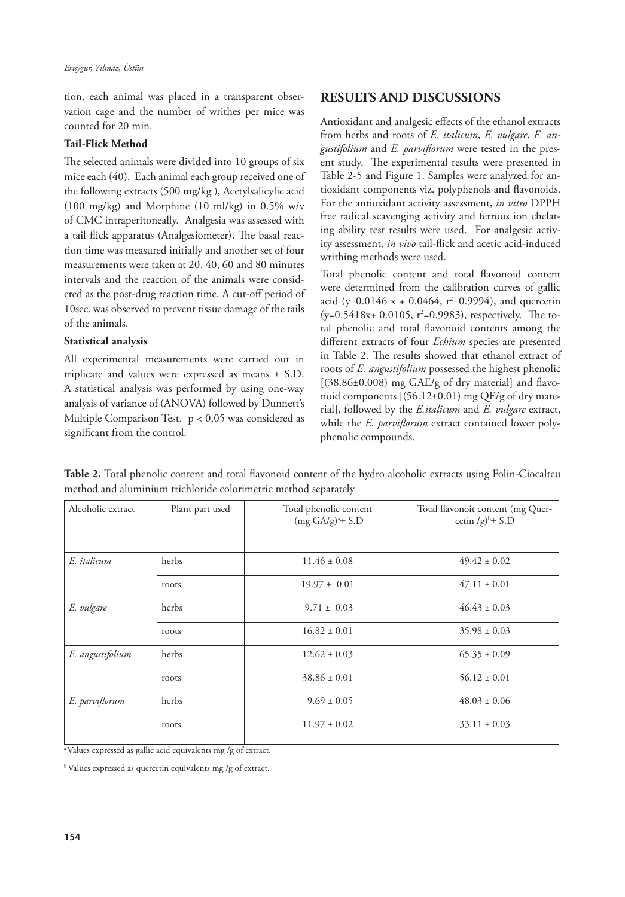tion, each animal was placed in a transparent observation cage and the number of writhes per mice was counted for 20 min.

**Tail-Flick Method**

The selected animals were divided into 10 groups of six mice each (40). Each animal each group received one of the following extracts (500 mg/kg ), Acetylsalicylic acid (100 mg/kg) and Morphine (10 ml/kg) in 0.5% w/v of CMC intraperitoneally. Analgesia was assessed with a tail flick apparatus (Analgesiometer). The basal reaction time was measured initially and another set of four measurements were taken at 20, 40, 60 and 80 minutes intervals and the reaction of the animals were considered as the post-drug reaction time. A cut-off period of 10sec. was observed to prevent tissue damage of the tails of the animals.

**Statistical analysis**

All experimental measurements were carried out in triplicate and values were expressed as means ± S.D. A statistical analysis was performed by using one-way analysis of variance of (ANOVA) followed by Dunnett's Multiple Comparison Test. $p < 0.05$ was considered as significant from the control.

## RESULTS AND DISCUSSIONS

Antioxidant and analgesic effects of the ethanol extracts from herbs and roots of *E. italicum*, *E. vulgare*, *E. angustifolium* and *E. parviflorum* were tested in the present study. The experimental results were presented in Table 2-5 and Figure 1. Samples were analyzed for antioxidant components viz. polyphenols and flavonoids. For the antioxidant activity assessment, *in vitro* DPPH free radical scavenging activity and ferrous ion chelating ability test results were used. For analgesic activity assessment, *in vivo* tail-flick and acetic acid-induced writhing methods were used.

Total phenolic content and total flavonoid content were determined from the calibration curves of gallic acid ($y=0.0146x + 0.0464$, $r^2=0.9994$), and quercetin ($y=0.5418x+ 0.0105$, $r^2=0.9983$), respectively. The total phenolic and total flavonoid contents among the different extracts of four *Echium* species are presented in Table 2. The results showed that ethanol extract of roots of *E. angustifolium* possessed the highest phenolic [(38.86±0.008) mg GAE/g of dry material] and flavonoid components [(56.12±0.01) mg QE/g of dry material], followed by the *E.italicum* and *E. vulgare* extract, while the *E. parviflorum* extract contained lower polyphenolic compounds.

**Table 2.** Total phenolic content and total flavonoid content of the hydro alcoholic extracts using Folin-Ciocalteu method and aluminium trichloride colorimetric method separately

| Alcoholic extract | Plant part used | Total phenolic content (mg GA/g)[a]± S.D | Total flavonoit content (mg Quercetin /g)[b]± S.D |
|---|---|---|---|
| *E. italicum* | herbs | 11.46 ± 0.08 | 49.42 ± 0.02 |
| | roots | 19.97 ± 0.01 | 47.11 ± 0.01 |
| *E. vulgare* | herbs | 9.71 ± 0.03 | 46.43 ± 0.03 |
| | roots | 16.82 ± 0.01 | 35.98 ± 0.03 |
| *E. angustifolium* | herbs | 12.62 ± 0.03 | 65.35 ± 0.09 |
| | roots | 38.86 ± 0.01 | 56.12 ± 0.01 |
| *E. parviflorum* | herbs | 9.69 ± 0.05 | 48.03 ± 0.06 |
| | roots | 11.97 ± 0.02 | 33.11 ± 0.03 |

[a] Values expressed as gallic acid equivalents mg /g of extract.

[b] Values expressed as quercetin equivalents mg /g of extract.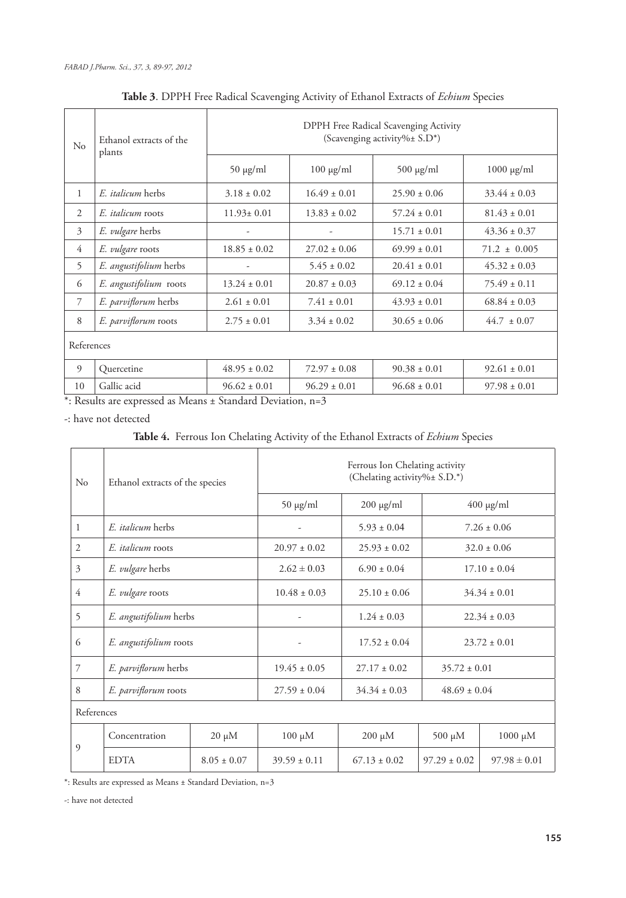**Table 3**. DPPH Free Radical Scavenging Activity of Ethanol Extracts of *Echium* Species

| No | Ethanol extracts of the plants | DPPH Free Radical Scavenging Activity (Scavenging activity%± S.D*) | | | |
|---|---|---|---|---|---|
| | | 50 μg/ml | 100 μg/ml | 500 μg/ml | 1000 μg/ml |
| 1 | *E. italicum* herbs | 3.18 ± 0.02 | 16.49 ± 0.01 | 25.90 ± 0.06 | 33.44 ± 0.03 |
| 2 | *E. italicum* roots | 11.93± 0.01 | 13.83 ± 0.02 | 57.24 ± 0.01 | 81.43 ± 0.01 |
| 3 | *E. vulgare* herbs | - | - | 15.71 ± 0.01 | 43.36 ± 0.37 |
| 4 | *E. vulgare* roots | 18.85 ± 0.02 | 27.02 ± 0.06 | 69.99 ± 0.01 | 71.2 ± 0.005 |
| 5 | *E. angustifolium* herbs | - | 5.45 ± 0.02 | 20.41 ± 0.01 | 45.32 ± 0.03 |
| 6 | *E. angustifolium* roots | 13.24 ± 0.01 | 20.87 ± 0.03 | 69.12 ± 0.04 | 75.49 ± 0.11 |
| 7 | *E. parviflorum* herbs | 2.61 ± 0.01 | 7.41 ± 0.01 | 43.93 ± 0.01 | 68.84 ± 0.03 |
| 8 | *E. parviflorum* roots | 2.75 ± 0.01 | 3.34 ± 0.02 | 30.65 ± 0.06 | 44.7 ± 0.07 |
| References | | | | | |
| 9 | Quercetine | 48.95 ± 0.02 | 72.97 ± 0.08 | 90.38 ± 0.01 | 92.61 ± 0.01 |
| 10 | Gallic acid | 96.62 ± 0.01 | 96.29 ± 0.01 | 96.68 ± 0.01 | 97.98 ± 0.01 |

*: Results are expressed as Means ± Standard Deviation, n=3

-: have not detected

**Table 4.** Ferrous Ion Chelating Activity of the Ethanol Extracts of *Echium* Species

| No | Ethanol extracts of the species | | Ferrous Ion Chelating activity (Chelating activity%± S.D.*) | | | |
|---|---|---|---|---|---|---|
| | | | 50 μg/ml | 200 μg/ml | 400 μg/ml | |
| 1 | *E. italicum* herbs | | - | 5.93 ± 0.04 | 7.26 ± 0.06 | |
| 2 | *E. italicum* roots | | 20.97 ± 0.02 | 25.93 ± 0.02 | 32.0 ± 0.06 | |
| 3 | *E. vulgare* herbs | | 2.62 ± 0.03 | 6.90 ± 0.04 | 17.10 ± 0.04 | |
| 4 | *E. vulgare* roots | | 10.48 ± 0.03 | 25.10 ± 0.06 | 34.34 ± 0.01 | |
| 5 | *E. angustifolium* herbs | | - | 1.24 ± 0.03 | 22.34 ± 0.03 | |
| 6 | *E. angustifolium* roots | | - | 17.52 ± 0.04 | 23.72 ± 0.01 | |
| 7 | *E. parviflorum* herbs | | 19.45 ± 0.05 | 27.17 ± 0.02 | 35.72 ± 0.01 | |
| 8 | *E. parviflorum* roots | | 27.59 ± 0.04 | 34.34 ± 0.03 | 48.69 ± 0.04 | |
| References | | | | | | |
| 9 | Concentration | 20 μM | 100 μM | 200 μM | 500 μM | 1000 μM |
| | EDTA | 8.05 ± 0.07 | 39.59 ± 0.11 | 67.13 ± 0.02 | 97.29 ± 0.02 | 97.98 ± 0.01 |

*: Results are expressed as Means ± Standard Deviation, n=3

-: have not detected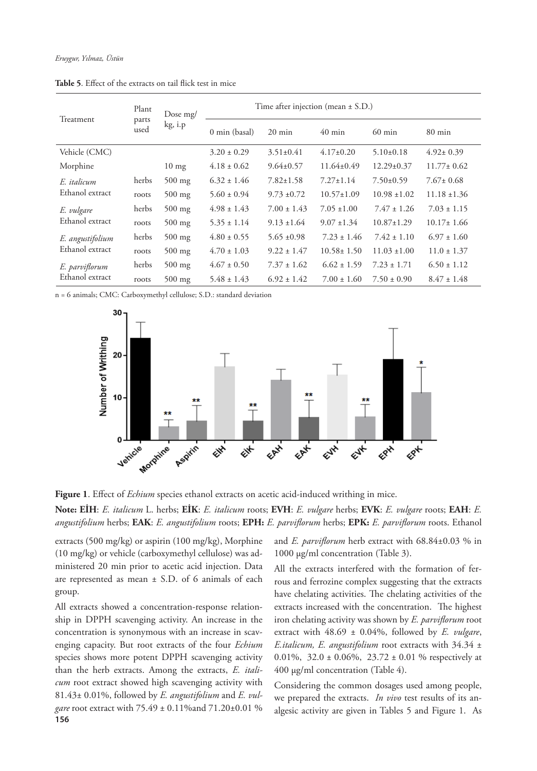**Table 5**. Effect of the extracts on tail flick test in mice

| Treatment | Plant parts used | Dose mg/ kg, i.p | Time after injection (mean ± S.D.) | | | | |
|---|---|---|---|---|---|---|---|
| | | | 0 min (basal) | 20 min | 40 min | 60 min | 80 min |
| Vehicle (CMC) | | | 3.20 ± 0.29 | 3.51±0.41 | 4.17±0.20 | 5.10±0.18 | 4.92± 0.39 |
| Morphine | | 10 mg | 4.18 ± 0.62 | 9.64±0.57 | 11.64±0.49 | 12.29±0.37 | 11.77± 0.62 |
| *E. italicum* Ethanol extract | herbs | 500 mg | 6.32 ± 1.46 | 7.82±1.58 | 7.27±1.14 | 7.50±0.59 | 7.67± 0.68 |
| | roots | 500 mg | 5.60 ± 0.94 | 9.73 ±0.72 | 10.57±1.09 | 10.98 ±1.02 | 11.18 ±1.36 |
| *E. vulgare* Ethanol extract | herbs | 500 mg | 4.98 ± 1.43 | 7.00 ± 1.43 | 7.05 ±1.00 | 7.47 ± 1.26 | 7.03 ± 1.15 |
| | roots | 500 mg | 5.35 ± 1.14 | 9.13 ±1.64 | 9.07 ±1.34 | 10.87±1.29 | 10.17± 1.66 |
| *E. angustifolium* Ethanol extract | herbs | 500 mg | 4.80 ± 0.55 | 5.65 ±0.98 | 7.23 ± 1.46 | 7.42 ± 1.10 | 6.97 ± 1.60 |
| | roots | 500 mg | 4.70 ± 1.03 | 9.22 ± 1.47 | 10.58± 1.50 | 11.03 ±1.00 | 11.0 ± 1.37 |
| *E. parviflorum* Ethanol extract | herbs | 500 mg | 4.67 ± 0.50 | 7.37 ± 1.62 | 6.62 ± 1.59 | 7.23 ± 1.71 | 6.50 ± 1.12 |
| | roots | 500 mg | 5.48 ± 1.43 | 6.92 ± 1.42 | 7.00 ± 1.60 | 7.50 ± 0.90 | 8.47 ± 1.48 |

n = 6 animals; CMC: Carboxymethyl cellulose; S.D.: standard deviation

**Figure 1**. Effect of *Echium* species ethanol extracts on acetic acid-induced writhing in mice.

**Note: EİH**: *E. italicum* L. herbs; **EİK**: *E. italicum* roots; **EVH**: *E. vulgare* herbs; **EVK**: *E. vulgare* roots; **EAH**: *E. angustifolium* herbs; **EAK**: *E. angustifolium* roots; **EPH:** *E. parviflorum* herbs; **EPK:** *E. parviflorum* roots. Ethanol extracts (500 mg/kg) or aspirin (100 mg/kg), Morphine (10 mg/kg) or vehicle (carboxymethyl cellulose) was administered 20 min prior to acetic acid injection. Data are represented as mean ± S.D. of 6 animals of each group.

All extracts showed a concentration-response relationship in DPPH scavenging activity. An increase in the concentration is synonymous with an increase in scavenging capacity. But root extracts of the four *Echium* species shows more potent DPPH scavenging activity than the herb extracts. Among the extracts, *E. italicum* root extract showed high scavenging activity with 81.43± 0.01%, followed by *E. angustifolium* and *E. vulgare* root extract with 75.49 ± 0.11%and 71.20±0.01 % and *E. parviflorum* herb extract with 68.84±0.03 % in 1000 μg/ml concentration (Table 3).

All the extracts interfered with the formation of ferrous and ferrozine complex suggesting that the extracts have chelating activities. The chelating activities of the extracts increased with the concentration. The highest iron chelating activity was shown by *E. parviflorum* root extract with 48.69 ± 0.04%, followed by *E. vulgare*, *E.italicum, E. angustifolium* root extracts with 34.34 ± 0.01%, 32.0 ± 0.06%, 23.72 ± 0.01 % respectively at 400 μg/ml concentration (Table 4).

Considering the common dosages used among people, we prepared the extracts. *In vivo* test results of its analgesic activity are given in Tables 5 and Figure 1. As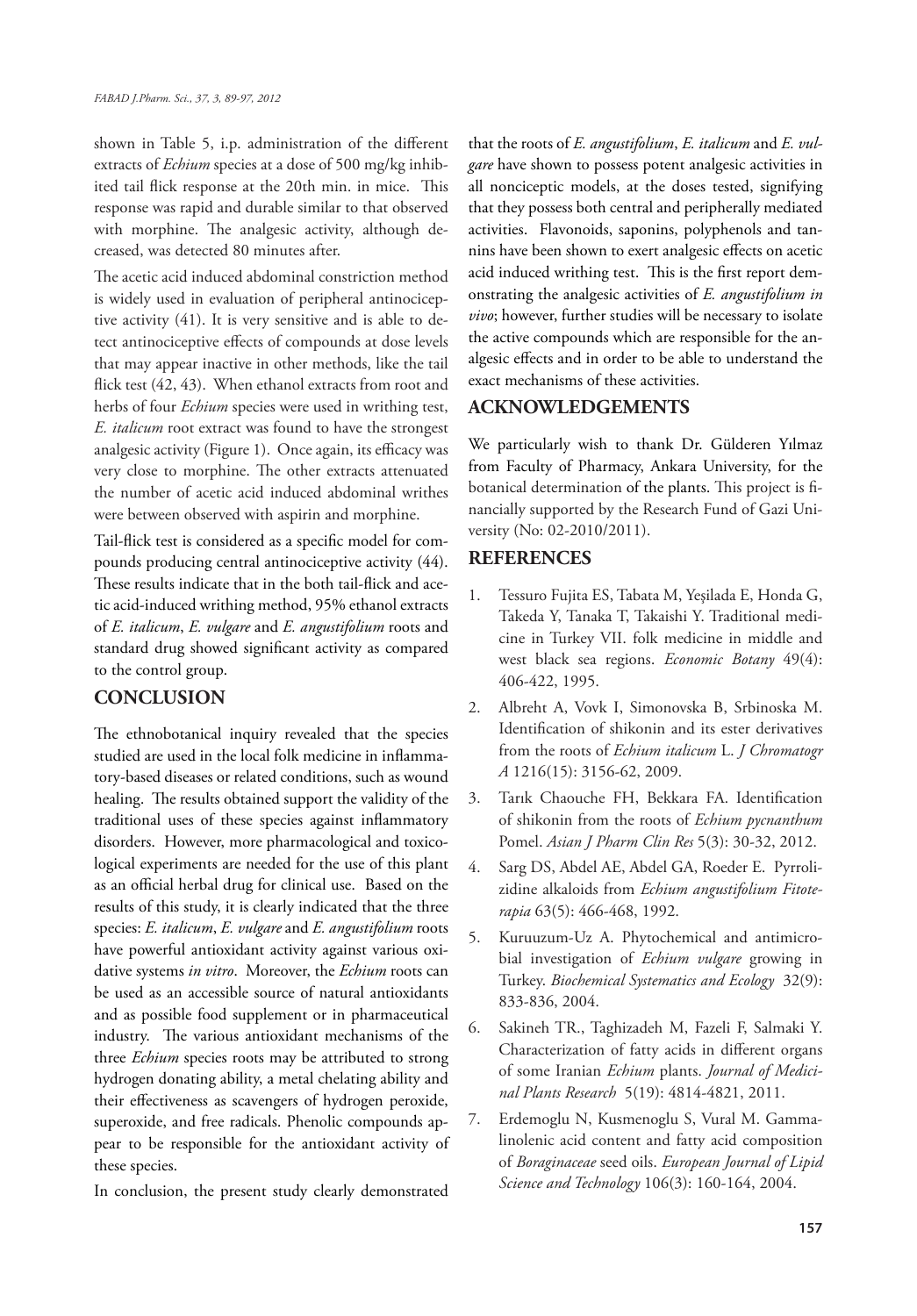shown in Table 5, i.p. administration of the different extracts of *Echium* species at a dose of 500 mg/kg inhibited tail flick response at the 20th min. in mice. This response was rapid and durable similar to that observed with morphine. The analgesic activity, although decreased, was detected 80 minutes after.

The acetic acid induced abdominal constriction method is widely used in evaluation of peripheral antinociceptive activity (41). It is very sensitive and is able to detect antinociceptive effects of compounds at dose levels that may appear inactive in other methods, like the tail flick test (42, 43). When ethanol extracts from root and herbs of four *Echium* species were used in writhing test, *E. italicum* root extract was found to have the strongest analgesic activity (Figure 1). Once again, its efficacy was very close to morphine. The other extracts attenuated the number of acetic acid induced abdominal writhes were between observed with aspirin and morphine.

Tail-flick test is considered as a specific model for compounds producing central antinociceptive activity (44). These results indicate that in the both tail-flick and acetic acid-induced writhing method, 95% ethanol extracts of *E. italicum*, *E. vulgare* and *E. angustifolium* roots and standard drug showed significant activity as compared to the control group.

## CONCLUSION

The ethnobotanical inquiry revealed that the species studied are used in the local folk medicine in inflammatory-based diseases or related conditions, such as wound healing. The results obtained support the validity of the traditional uses of these species against inflammatory disorders. However, more pharmacological and toxicological experiments are needed for the use of this plant as an official herbal drug for clinical use. Based on the results of this study, it is clearly indicated that the three species: *E. italicum*, *E. vulgare* and *E. angustifolium* roots have powerful antioxidant activity against various oxidative systems *in vitro*. Moreover, the *Echium* roots can be used as an accessible source of natural antioxidants and as possible food supplement or in pharmaceutical industry. The various antioxidant mechanisms of the three *Echium* species roots may be attributed to strong hydrogen donating ability, a metal chelating ability and their effectiveness as scavengers of hydrogen peroxide, superoxide, and free radicals. Phenolic compounds appear to be responsible for the antioxidant activity of these species.

In conclusion, the present study clearly demonstrated that the roots of *E. angustifolium*, *E. italicum* and *E. vulgare* have shown to possess potent analgesic activities in all nonciceptic models, at the doses tested, signifying that they possess both central and peripherally mediated activities. Flavonoids, saponins, polyphenols and tannins have been shown to exert analgesic effects on acetic acid induced writhing test. This is the first report demonstrating the analgesic activities of *E. angustifolium in vivo*; however, further studies will be necessary to isolate the active compounds which are responsible for the analgesic effects and in order to be able to understand the exact mechanisms of these activities.

## ACKNOWLEDGEMENTS

We particularly wish to thank Dr. Gülderen Yılmaz from Faculty of Pharmacy, Ankara University, for the botanical determination of the plants. This project is financially supported by the Research Fund of Gazi University (No: 02-2010/2011).

## REFERENCES

1. Tessuro Fujita ES, Tabata M, Yeşilada E, Honda G, Takeda Y, Tanaka T, Takaishi Y. Traditional medicine in Turkey VII. folk medicine in middle and west black sea regions. *Economic Botany* 49(4): 406-422, 1995.
2. Albreht A, Vovk I, Simonovska B, Srbinoska M. Identification of shikonin and its ester derivatives from the roots of *Echium italicum* L. *J Chromatogr A* 1216(15): 3156-62, 2009.
3. Tarık Chaouche FH, Bekkara FA. Identification of shikonin from the roots of *Echium pycnanthum* Pomel. *Asian J Pharm Clin Res* 5(3): 30-32, 2012.
4. Sarg DS, Abdel AE, Abdel GA, Roeder E. Pyrrolizidine alkaloids from *Echium angustifolium Fitoterapia* 63(5): 466-468, 1992.
5. Kuruuzum-Uz A. Phytochemical and antimicrobial investigation of *Echium vulgare* growing in Turkey. *Biochemical Systematics and Ecology* 32(9): 833-836, 2004.
6. Sakineh TR., Taghizadeh M, Fazeli F, Salmaki Y. Characterization of fatty acids in different organs of some Iranian *Echium* plants. *Journal of Medicinal Plants Research* 5(19): 4814-4821, 2011.
7. Erdemoglu N, Kusmenoglu S, Vural M. Gamma-linolenic acid content and fatty acid composition of *Boraginaceae* seed oils. *European Journal of Lipid Science and Technology* 106(3): 160-164, 2004.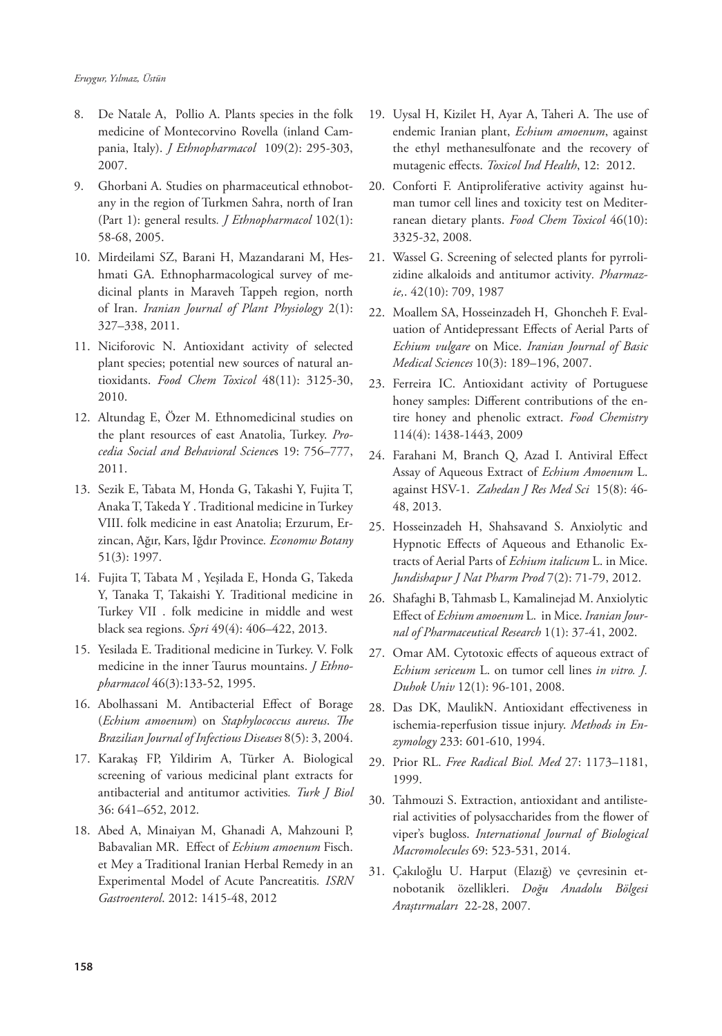8. De Natale A, Pollio A. Plants species in the folk medicine of Montecorvino Rovella (inland Campania, Italy). *J Ethnopharmacol* 109(2): 295-303, 2007.

9. Ghorbani A. Studies on pharmaceutical ethnobotany in the region of Turkmen Sahra, north of Iran (Part 1): general results. *J Ethnopharmacol* 102(1): 58-68, 2005.

10. Mirdeilami SZ, Barani H, Mazandarani M, Heshmati GA. Ethnopharmacological survey of medicinal plants in Maraveh Tappeh region, north of Iran. *Iranian Journal of Plant Physiology* 2(1): 327–338, 2011.

11. Niciforovic N. Antioxidant activity of selected plant species; potential new sources of natural antioxidants. *Food Chem Toxicol* 48(11): 3125-30, 2010.

12. Altundag E, Özer M. Ethnomedicinal studies on the plant resources of east Anatolia, Turkey. *Procedia Social and Behavioral Sciences* 19: 756–777, 2011.

13. Sezik E, Tabata M, Honda G, Takashi Y, Fujita T, Anaka T, Takeda Y . Traditional medicine in Turkey VIII. folk medicine in east Anatolia; Erzurum, Erzincan, Ağır, Kars, Iğdır Province. *Economw Botany* 51(3): 1997.

14. Fujita T, Tabata M , Yeşilada E, Honda G, Takeda Y, Tanaka T, Takaishi Y. Traditional medicine in Turkey VII . folk medicine in middle and west black sea regions. *Spri* 49(4): 406–422, 2013.

15. Yesilada E. Traditional medicine in Turkey. V. Folk medicine in the inner Taurus mountains. *J Ethnopharmacol* 46(3):133-52, 1995.

16. Abolhassani M. Antibacterial Effect of Borage (*Echium amoenum*) on *Staphylococcus aureus*. *The Brazilian Journal of Infectious Diseases* 8(5): 3, 2004.

17. Karakaş FP, Yildirim A, Türker A. Biological screening of various medicinal plant extracts for antibacterial and antitumor activities. *Turk J Biol* 36: 641–652, 2012.

18. Abed A, Minaiyan M, Ghanadi A, Mahzouni P, Babavalian MR. Effect of *Echium amoenum* Fisch. et Mey a Traditional Iranian Herbal Remedy in an Experimental Model of Acute Pancreatitis. *ISRN Gastroenterol*. 2012: 1415-48, 2012

19. Uysal H, Kizilet H, Ayar A, Taheri A. The use of endemic Iranian plant, *Echium amoenum*, against the ethyl methanesulfonate and the recovery of mutagenic effects. *Toxicol Ind Health*, 12: 2012.

20. Conforti F. Antiproliferative activity against human tumor cell lines and toxicity test on Mediterranean dietary plants. *Food Chem Toxicol* 46(10): 3325-32, 2008.

21. Wassel G. Screening of selected plants for pyrrolizidine alkaloids and antitumor activity. *Pharmazie,*. 42(10): 709, 1987

22. Moallem SA, Hosseinzadeh H, Ghoncheh F. Evaluation of Antidepressant Effects of Aerial Parts of *Echium vulgare* on Mice. *Iranian Journal of Basic Medical Sciences* 10(3): 189–196, 2007.

23. Ferreira IC. Antioxidant activity of Portuguese honey samples: Different contributions of the entire honey and phenolic extract. *Food Chemistry* 114(4): 1438-1443, 2009

24. Farahani M, Branch Q, Azad I. Antiviral Effect Assay of Aqueous Extract of *Echium Amoenum* L. against HSV-1. *Zahedan J Res Med Sci* 15(8): 46-48, 2013.

25. Hosseinzadeh H, Shahsavand S. Anxiolytic and Hypnotic Effects of Aqueous and Ethanolic Extracts of Aerial Parts of *Echium italicum* L. in Mice. *Jundishapur J Nat Pharm Prod* 7(2): 71-79, 2012.

26. Shafaghi B, Tahmasb L, Kamalinejad M. Anxiolytic Effect of *Echium amoenum* L. in Mice. *Iranian Journal of Pharmaceutical Research* 1(1): 37-41, 2002.

27. Omar AM. Cytotoxic effects of aqueous extract of *Echium sericeum* L. on tumor cell lines *in vitro. J. Duhok Univ* 12(1): 96-101, 2008.

28. Das DK, MaulikN. Antioxidant effectiveness in ischemia-reperfusion tissue injury. *Methods in Enzymology* 233: 601-610, 1994.

29. Prior RL. *Free Radical Biol. Med* 27: 1173–1181, 1999.

30. Tahmouzi S. Extraction, antioxidant and antilisterial activities of polysaccharides from the flower of viper's bugloss. *International Journal of Biological Macromolecules* 69: 523-531, 2014.

31. Çakıloğlu U. Harput (Elazığ) ve çevresinin etnobotanik özellikleri. *Doğu Anadolu Bölgesi Araştırmaları* 22-28, 2007.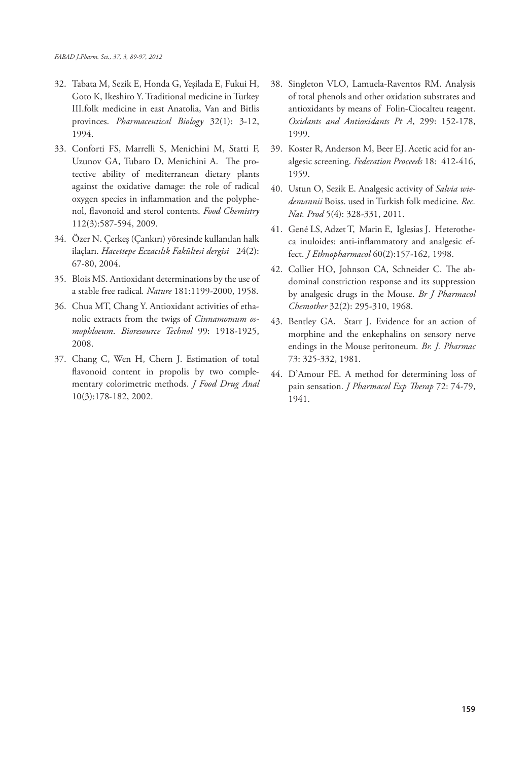32. Tabata M, Sezik E, Honda G, Yeşilada E, Fukui H, Goto K, Ikeshiro Y. Traditional medicine in Turkey III.folk medicine in east Anatolia, Van and Bitlis provinces. *Pharmaceutical Biology* 32(1): 3-12, 1994.
33. Conforti FS, Marrelli S, Menichini M, Statti F, Uzunov GA, Tubaro D, Menichini A. The protective ability of mediterranean dietary plants against the oxidative damage: the role of radical oxygen species in inflammation and the polyphenol, flavonoid and sterol contents. *Food Chemistry* 112(3):587-594, 2009.
34. Özer N. Çerkeş (Çankırı) yöresinde kullanılan halk ilaçları. *Hacettepe Eczacılık Fakültesi dergisi* 24(2): 67-80, 2004.
35. Blois MS. Antioxidant determinations by the use of a stable free radical. *Nature* 181:1199-2000, 1958.
36. Chua MT, Chang Y. Antioxidant activities of ethanolic extracts from the twigs of *Cinnamomum osmophloeum*. *Bioresource Technol* 99: 1918-1925, 2008.
37. Chang C, Wen H, Chern J. Estimation of total flavonoid content in propolis by two complementary colorimetric methods. *J Food Drug Anal* 10(3):178-182, 2002.
38. Singleton VLO, Lamuela-Raventos RM. Analysis of total phenols and other oxidation substrates and antioxidants by means of Folin-Ciocalteu reagent. *Oxidants and Antioxidants Pt A*, 299: 152-178, 1999.
39. Koster R, Anderson M, Beer EJ. Acetic acid for analgesic screening. *Federation Proceeds* 18: 412-416, 1959.
40. Ustun O, Sezik E. Analgesic activity of *Salvia wiedemannii* Boiss. used in Turkish folk medicine. *Rec. Nat. Prod* 5(4): 328-331, 2011.
41. Gené LS, Adzet T, Marin E, Iglesias J. Heterotheca inuloides: anti-inflammatory and analgesic effect. *J Ethnopharmacol* 60(2):157-162, 1998.
42. Collier HO, Johnson CA, Schneider C. The abdominal constriction response and its suppression by analgesic drugs in the Mouse. *Br J Pharmacol Chemother* 32(2): 295-310, 1968.
43. Bentley GA, Starr J. Evidence for an action of morphine and the enkephalins on sensory nerve endings in the Mouse peritoneum. *Br. J. Pharmac* 73: 325-332, 1981.
44. D'Amour FE. A method for determining loss of pain sensation. *J Pharmacol Exp Therap* 72: 74-79, 1941.